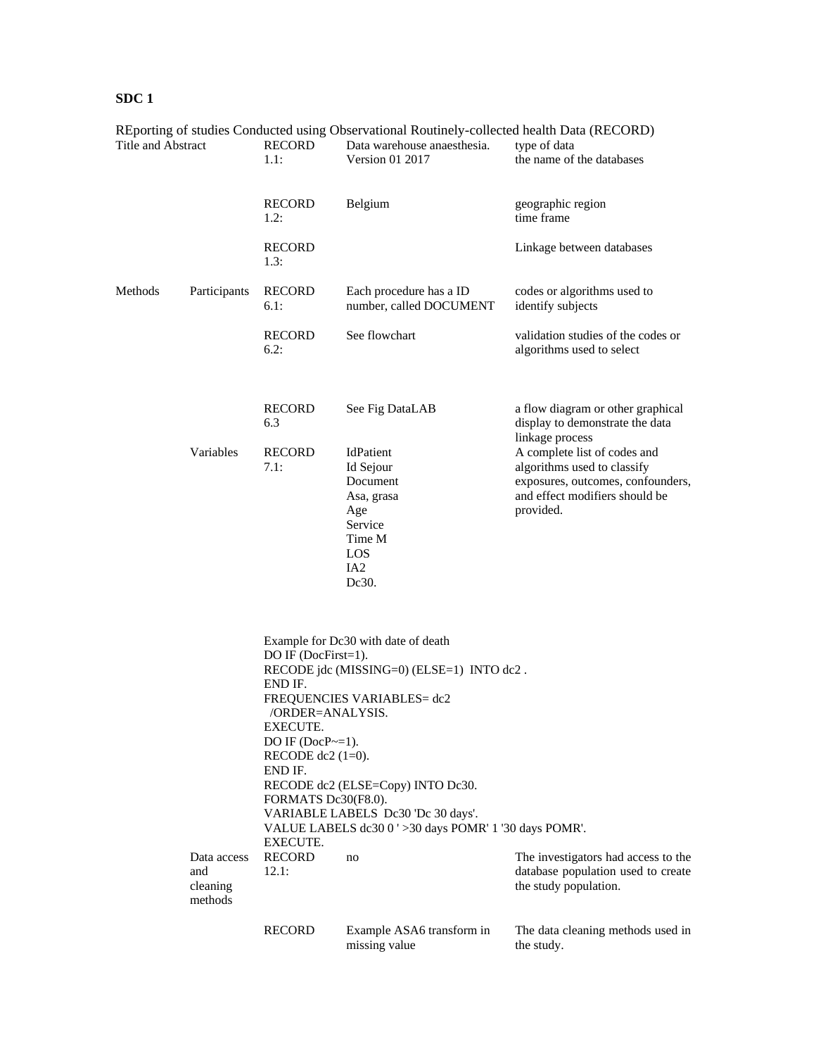**SDC 1**

REporting of studies Conducted using Observational Routinely-collected health Data (RECORD)

| | | | | |
|---|---|---|---|---|
| Title and Abstract | | RECORD 1.1: | Data warehouse anaesthesia. Version 01 2017 | type of data<br>the name of the databases |
| | | RECORD 1.2: | Belgium | geographic region<br>time frame |
| | | RECORD 1.3: | | Linkage between databases |
| Methods | Participants | RECORD 6.1: | Each procedure has a ID number, called DOCUMENT | codes or algorithms used to identify subjects |
| | | RECORD 6.2: | See flowchart | validation studies of the codes or algorithms used to select |
| | | RECORD 6.3 | See Fig DataLAB | a flow diagram or other graphical display to demonstrate the data linkage process |
| | Variables | RECORD 7.1: | IdPatient<br>Id Sejour<br>Document<br>Asa, grasa<br>Age<br>Service<br>Time M<br>LOS<br>IA2<br>Dc30. | A complete list of codes and algorithms used to classify exposures, outcomes, confounders, and effect modifiers should be provided. |

Example for Dc30 with date of death

```
DO IF (DocFirst=1).
RECODE jdc (MISSING=0) (ELSE=1)  INTO dc2 .
END IF.
FREQUENCIES VARIABLES= dc2
  /ORDER=ANALYSIS.
EXECUTE.
DO IF (DocP~=1).
RECODE dc2 (1=0).
END IF.
RECODE dc2 (ELSE=Copy) INTO Dc30.
FORMATS Dc30(F8.0).
VARIABLE LABELS  Dc30 'Dc 30 days'.
VALUE LABELS dc30 0 ' >30 days POMR' 1 '30 days POMR'.
EXECUTE.
```

| | | | | |
|---|---|---|---|---|
| | Data access and cleaning methods | RECORD 12.1: | no | The investigators had access to the database population used to create the study population. |
| | | RECORD | Example ASA6 transform in missing value | The data cleaning methods used in the study. |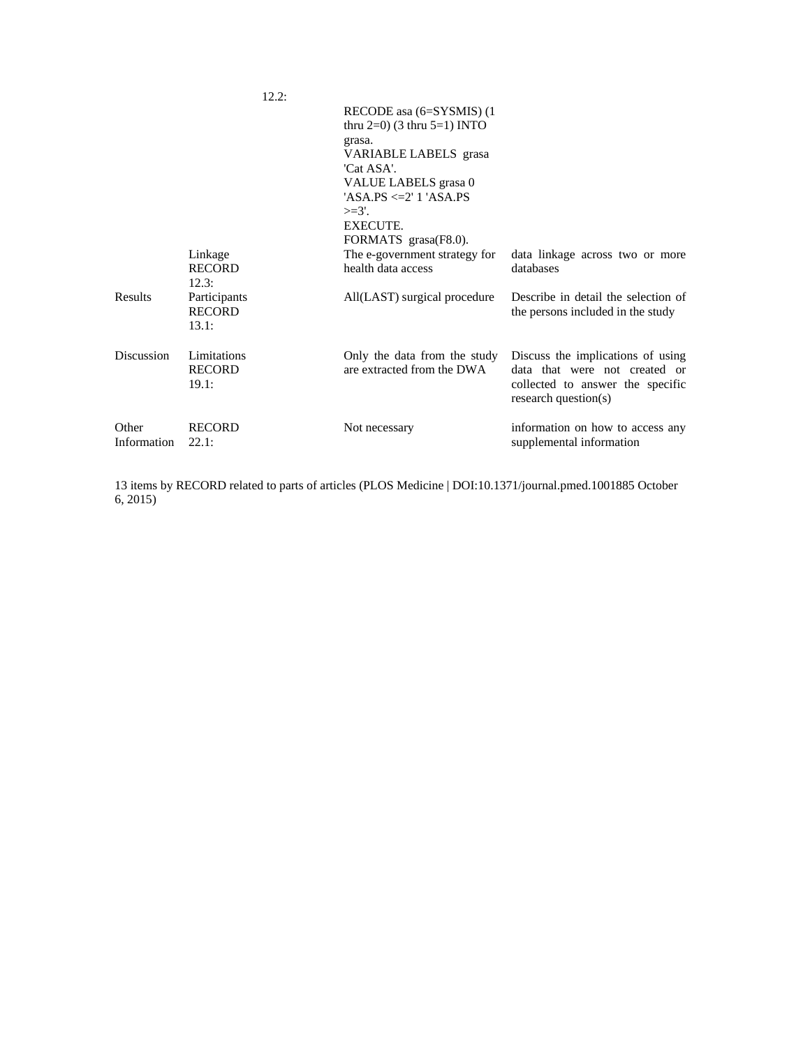| | | | |
|---|---|---|---|
| | 12.2: | RECODE asa (6=SYSMIS) (1 thru 2=0) (3 thru 5=1) INTO grasa. VARIABLE LABELS grasa 'Cat ASA'. VALUE LABELS grasa 0 'ASA.PS <=2' 1 'ASA.PS >=3'. EXECUTE. FORMATS grasa(F8.0). | |
| | Linkage RECORD 12.3: | The e-government strategy for health data access | data linkage across two or more databases |
| Results | Participants RECORD 13.1: | All(LAST) surgical procedure | Describe in detail the selection of the persons included in the study |
| Discussion | Limitations RECORD 19.1: | Only the data from the study are extracted from the DWA | Discuss the implications of using data that were not created or collected to answer the specific research question(s) |
| Other Information | RECORD 22.1: | Not necessary | information on how to access any supplemental information |

13 items by RECORD related to parts of articles (PLOS Medicine | DOI:10.1371/journal.pmed.1001885 October 6, 2015)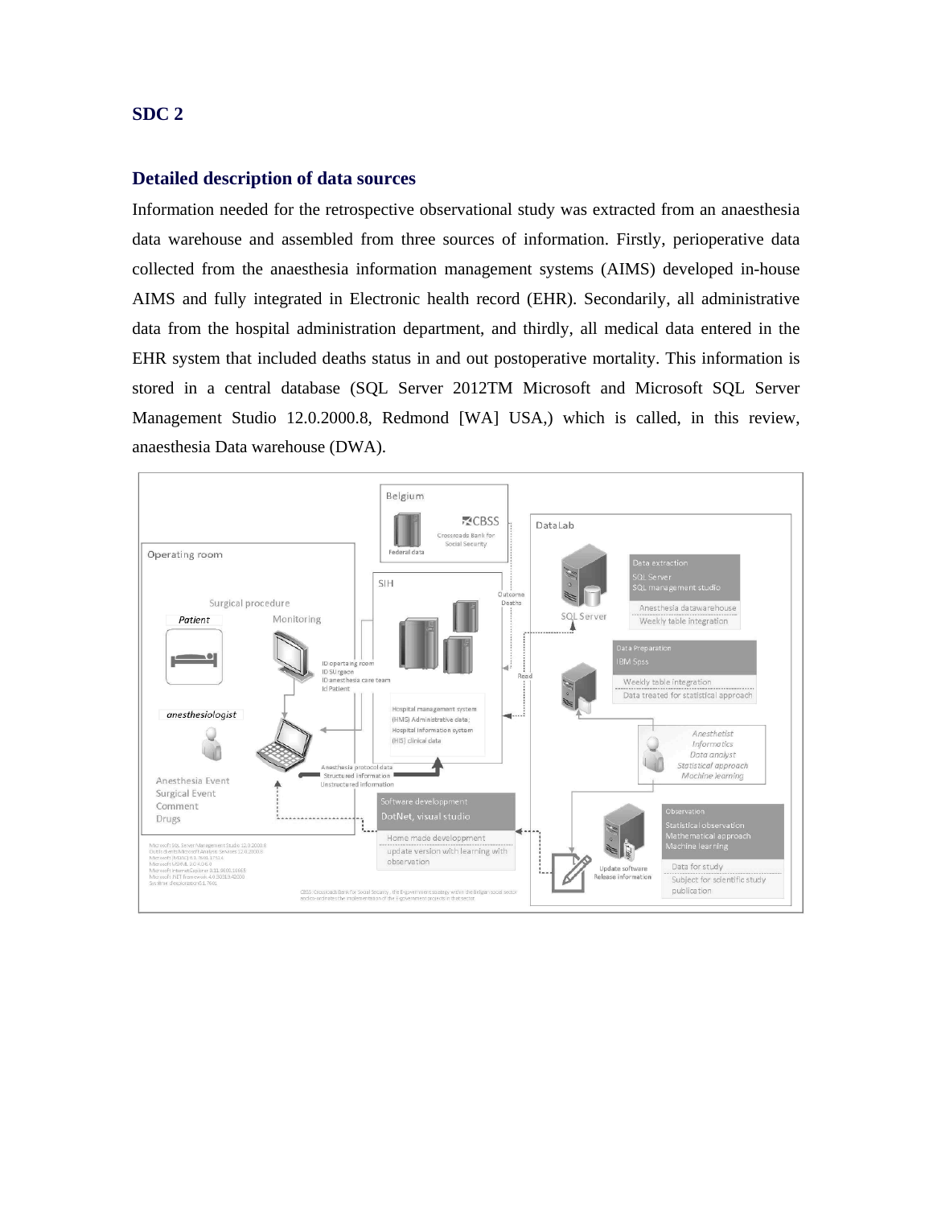## SDC 2

### Detailed description of data sources

Information needed for the retrospective observational study was extracted from an anaesthesia data warehouse and assembled from three sources of information. Firstly, perioperative data collected from the anaesthesia information management systems (AIMS) developed in-house AIMS and fully integrated in Electronic health record (EHR). Secondarily, all administrative data from the hospital administration department, and thirdly, all medical data entered in the EHR system that included deaths status in and out postoperative mortality. This information is stored in a central database (SQL Server 2012TM Microsoft and Microsoft SQL Server Management Studio 12.0.2000.8, Redmond [WA] USA,) which is called, in this review, anaesthesia Data warehouse (DWA).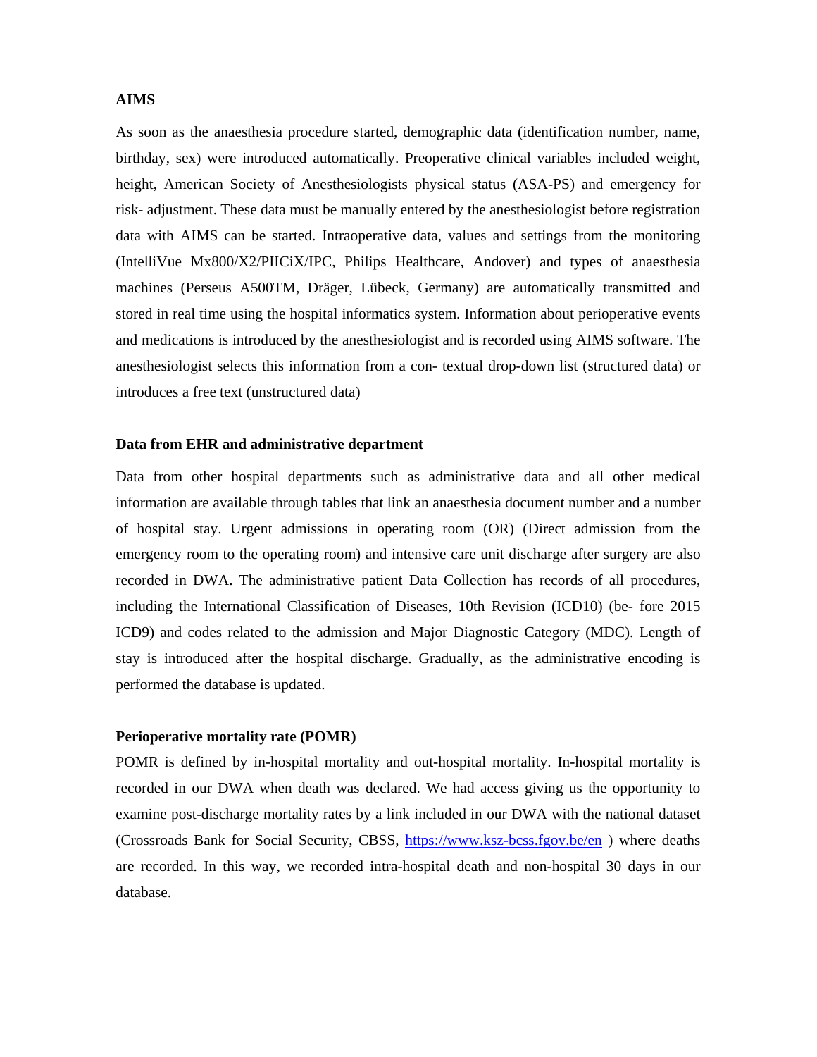### AIMS

As soon as the anaesthesia procedure started, demographic data (identification number, name, birthday, sex) were introduced automatically. Preoperative clinical variables included weight, height, American Society of Anesthesiologists physical status (ASA-PS) and emergency for risk- adjustment. These data must be manually entered by the anesthesiologist before registration data with AIMS can be started. Intraoperative data, values and settings from the monitoring (IntelliVue Mx800/X2/PIICiX/IPC, Philips Healthcare, Andover) and types of anaesthesia machines (Perseus A500TM, Dräger, Lübeck, Germany) are automatically transmitted and stored in real time using the hospital informatics system. Information about perioperative events and medications is introduced by the anesthesiologist and is recorded using AIMS software. The anesthesiologist selects this information from a con- textual drop-down list (structured data) or introduces a free text (unstructured data)

### Data from EHR and administrative department

Data from other hospital departments such as administrative data and all other medical information are available through tables that link an anaesthesia document number and a number of hospital stay. Urgent admissions in operating room (OR) (Direct admission from the emergency room to the operating room) and intensive care unit discharge after surgery are also recorded in DWA. The administrative patient Data Collection has records of all procedures, including the International Classification of Diseases, 10th Revision (ICD10) (be- fore 2015 ICD9) and codes related to the admission and Major Diagnostic Category (MDC). Length of stay is introduced after the hospital discharge. Gradually, as the administrative encoding is performed the database is updated.

### Perioperative mortality rate (POMR)

POMR is defined by in-hospital mortality and out-hospital mortality. In-hospital mortality is recorded in our DWA when death was declared. We had access giving us the opportunity to examine post-discharge mortality rates by a link included in our DWA with the national dataset (Crossroads Bank for Social Security, CBSS, https://www.ksz-bcss.fgov.be/en ) where deaths are recorded. In this way, we recorded intra-hospital death and non-hospital 30 days in our database.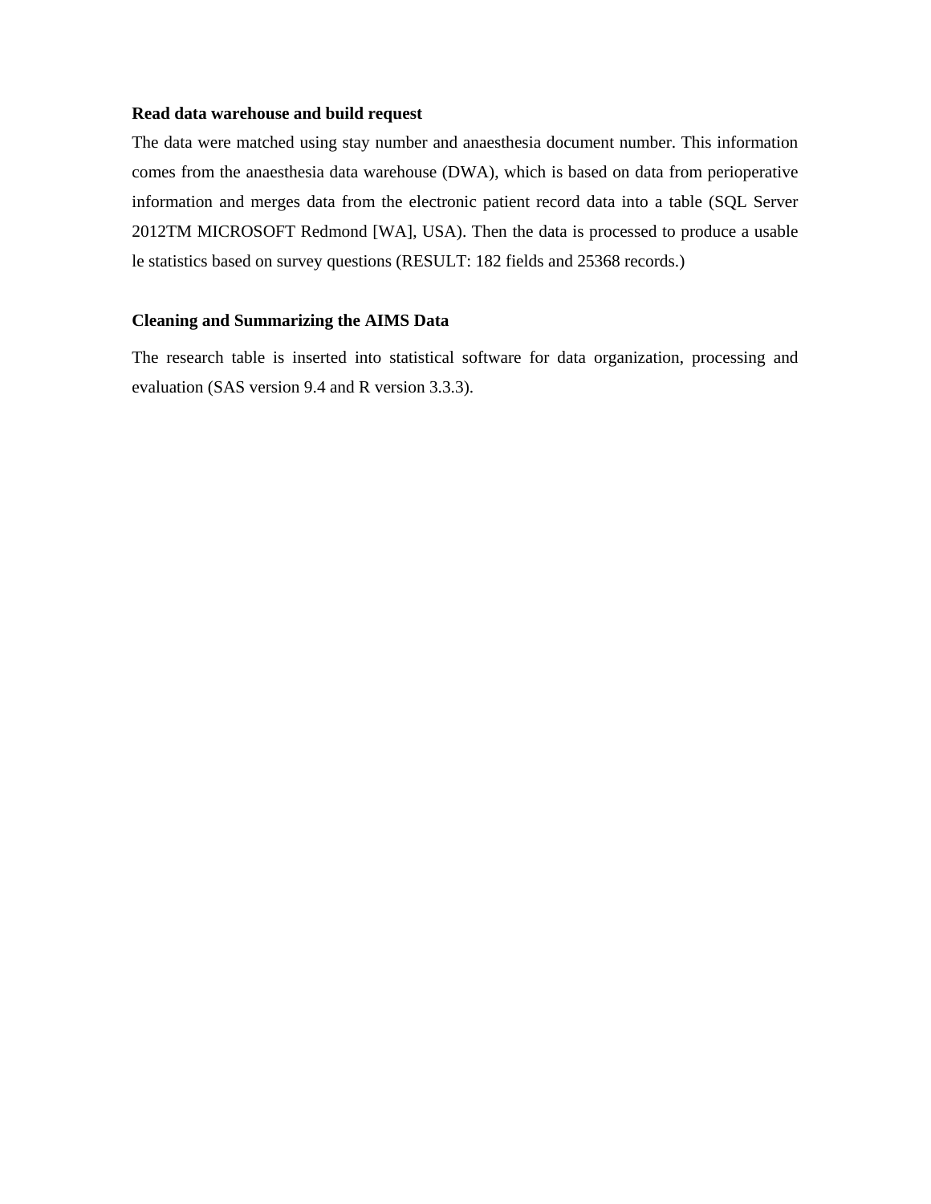**Read data warehouse and build request**

The data were matched using stay number and anaesthesia document number. This information comes from the anaesthesia data warehouse (DWA), which is based on data from perioperative information and merges data from the electronic patient record data into a table (SQL Server 2012TM MICROSOFT Redmond [WA], USA). Then the data is processed to produce a usable le statistics based on survey questions (RESULT: 182 fields and 25368 records.)

**Cleaning and Summarizing the AIMS Data**

The research table is inserted into statistical software for data organization, processing and evaluation (SAS version 9.4 and R version 3.3.3).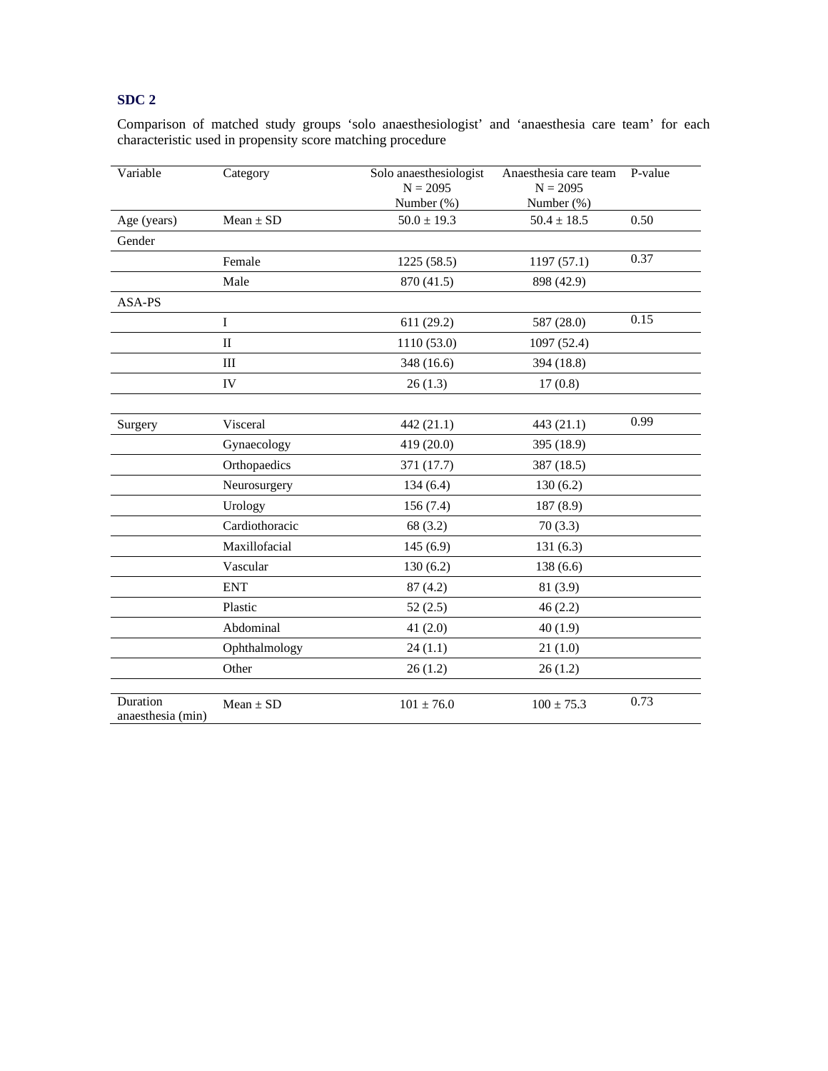**SDC 2**

Comparison of matched study groups 'solo anaesthesiologist' and 'anaesthesia care team' for each characteristic used in propensity score matching procedure

| Variable | Category | Solo anaesthesiologist N = 2095 Number (%) | Anaesthesia care team N = 2095 Number (%) | P-value |
|---|---|---|---|---|
| Age (years) | Mean ± SD | 50.0 ± 19.3 | 50.4 ± 18.5 | 0.50 |
| Gender | | | | |
| | Female | 1225 (58.5) | 1197 (57.1) | 0.37 |
| | Male | 870 (41.5) | 898 (42.9) | |
| ASA-PS | | | | |
| | I | 611 (29.2) | 587 (28.0) | 0.15 |
| | II | 1110 (53.0) | 1097 (52.4) | |
| | III | 348 (16.6) | 394 (18.8) | |
| | IV | 26 (1.3) | 17 (0.8) | |
| Surgery | Visceral | 442 (21.1) | 443 (21.1) | 0.99 |
| | Gynaecology | 419 (20.0) | 395 (18.9) | |
| | Orthopaedics | 371 (17.7) | 387 (18.5) | |
| | Neurosurgery | 134 (6.4) | 130 (6.2) | |
| | Urology | 156 (7.4) | 187 (8.9) | |
| | Cardiothoracic | 68 (3.2) | 70 (3.3) | |
| | Maxillofacial | 145 (6.9) | 131 (6.3) | |
| | Vascular | 130 (6.2) | 138 (6.6) | |
| | ENT | 87 (4.2) | 81 (3.9) | |
| | Plastic | 52 (2.5) | 46 (2.2) | |
| | Abdominal | 41 (2.0) | 40 (1.9) | |
| | Ophthalmology | 24 (1.1) | 21 (1.0) | |
| | Other | 26 (1.2) | 26 (1.2) | |
| Duration anaesthesia (min) | Mean ± SD | 101 ± 76.0 | 100 ± 75.3 | 0.73 |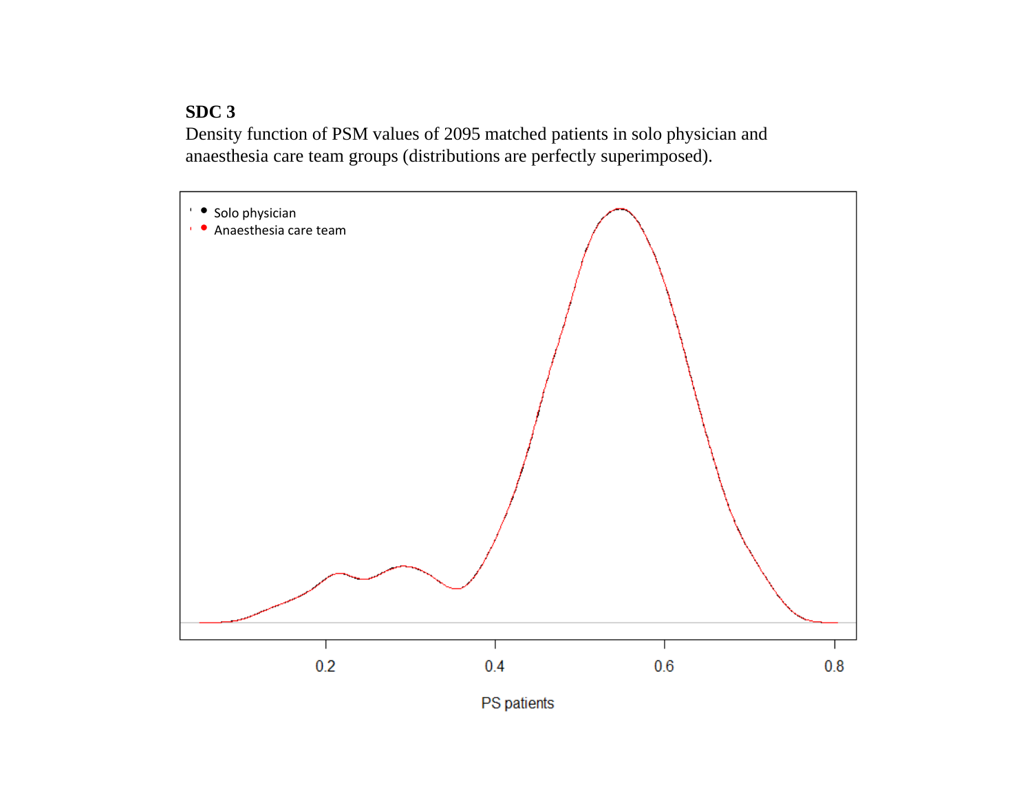**SDC 3**

Density function of PSM values of 2095 matched patients in solo physician and anaesthesia care team groups (distributions are perfectly superimposed).

Solo physician
Anaesthesia care team

0.2
0.4
0.6
0.8

PS patients